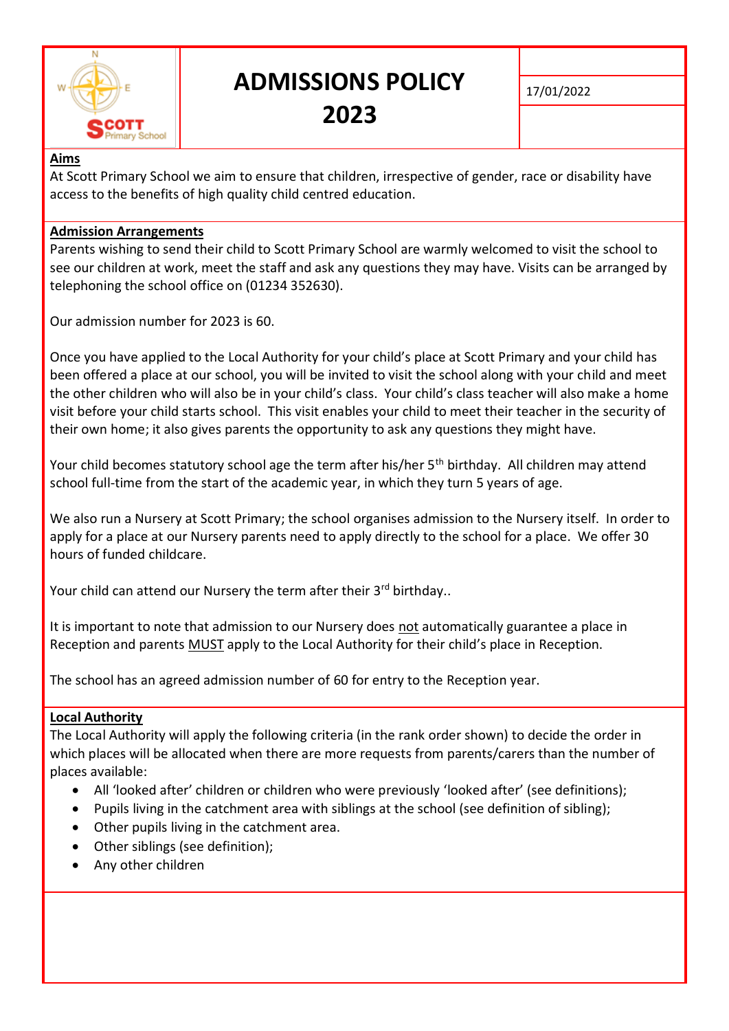# ADMISSIONS POLICY 2023

17/01/2022

**Aims**

At Scott Primary School we aim to ensure that children, irrespective of gender, race or disability have access to the benefits of high quality child centred education.

**Admission Arrangements**

Parents wishing to send their child to Scott Primary School are warmly welcomed to visit the school to see our children at work, meet the staff and ask any questions they may have. Visits can be arranged by telephoning the school office on (01234 352630).

Our admission number for 2023 is 60.

Once you have applied to the Local Authority for your child's place at Scott Primary and your child has been offered a place at our school, you will be invited to visit the school along with your child and meet the other children who will also be in your child's class. Your child's class teacher will also make a home visit before your child starts school. This visit enables your child to meet their teacher in the security of their own home; it also gives parents the opportunity to ask any questions they might have.

Your child becomes statutory school age the term after his/her 5th birthday. All children may attend school full-time from the start of the academic year, in which they turn 5 years of age.

We also run a Nursery at Scott Primary; the school organises admission to the Nursery itself. In order to apply for a place at our Nursery parents need to apply directly to the school for a place. We offer 30 hours of funded childcare.

Your child can attend our Nursery the term after their 3rd birthday..

It is important to note that admission to our Nursery does not automatically guarantee a place in Reception and parents MUST apply to the Local Authority for their child's place in Reception.

The school has an agreed admission number of 60 for entry to the Reception year.

**Local Authority**

The Local Authority will apply the following criteria (in the rank order shown) to decide the order in which places will be allocated when there are more requests from parents/carers than the number of places available:

- All 'looked after' children or children who were previously 'looked after' (see definitions);
- Pupils living in the catchment area with siblings at the school (see definition of sibling);
- Other pupils living in the catchment area.
- Other siblings (see definition);
- Any other children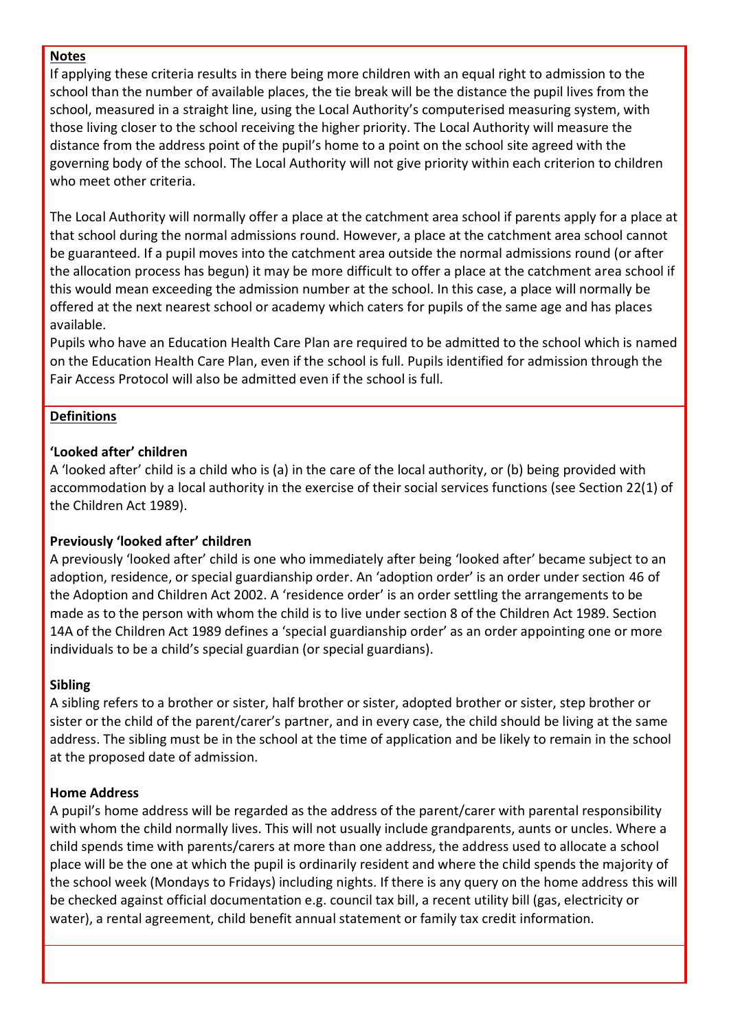**Notes**

If applying these criteria results in there being more children with an equal right to admission to the school than the number of available places, the tie break will be the distance the pupil lives from the school, measured in a straight line, using the Local Authority's computerised measuring system, with those living closer to the school receiving the higher priority. The Local Authority will measure the distance from the address point of the pupil's home to a point on the school site agreed with the governing body of the school. The Local Authority will not give priority within each criterion to children who meet other criteria.

The Local Authority will normally offer a place at the catchment area school if parents apply for a place at that school during the normal admissions round. However, a place at the catchment area school cannot be guaranteed. If a pupil moves into the catchment area outside the normal admissions round (or after the allocation process has begun) it may be more difficult to offer a place at the catchment area school if this would mean exceeding the admission number at the school. In this case, a place will normally be offered at the next nearest school or academy which caters for pupils of the same age and has places available.

Pupils who have an Education Health Care Plan are required to be admitted to the school which is named on the Education Health Care Plan, even if the school is full. Pupils identified for admission through the Fair Access Protocol will also be admitted even if the school is full.

**Definitions**

**'Looked after' children**

A 'looked after' child is a child who is (a) in the care of the local authority, or (b) being provided with accommodation by a local authority in the exercise of their social services functions (see Section 22(1) of the Children Act 1989).

**Previously 'looked after' children**

A previously 'looked after' child is one who immediately after being 'looked after' became subject to an adoption, residence, or special guardianship order. An 'adoption order' is an order under section 46 of the Adoption and Children Act 2002. A 'residence order' is an order settling the arrangements to be made as to the person with whom the child is to live under section 8 of the Children Act 1989. Section 14A of the Children Act 1989 defines a 'special guardianship order' as an order appointing one or more individuals to be a child's special guardian (or special guardians).

**Sibling**

A sibling refers to a brother or sister, half brother or sister, adopted brother or sister, step brother or sister or the child of the parent/carer's partner, and in every case, the child should be living at the same address. The sibling must be in the school at the time of application and be likely to remain in the school at the proposed date of admission.

**Home Address**

A pupil's home address will be regarded as the address of the parent/carer with parental responsibility with whom the child normally lives. This will not usually include grandparents, aunts or uncles. Where a child spends time with parents/carers at more than one address, the address used to allocate a school place will be the one at which the pupil is ordinarily resident and where the child spends the majority of the school week (Mondays to Fridays) including nights. If there is any query on the home address this will be checked against official documentation e.g. council tax bill, a recent utility bill (gas, electricity or water), a rental agreement, child benefit annual statement or family tax credit information.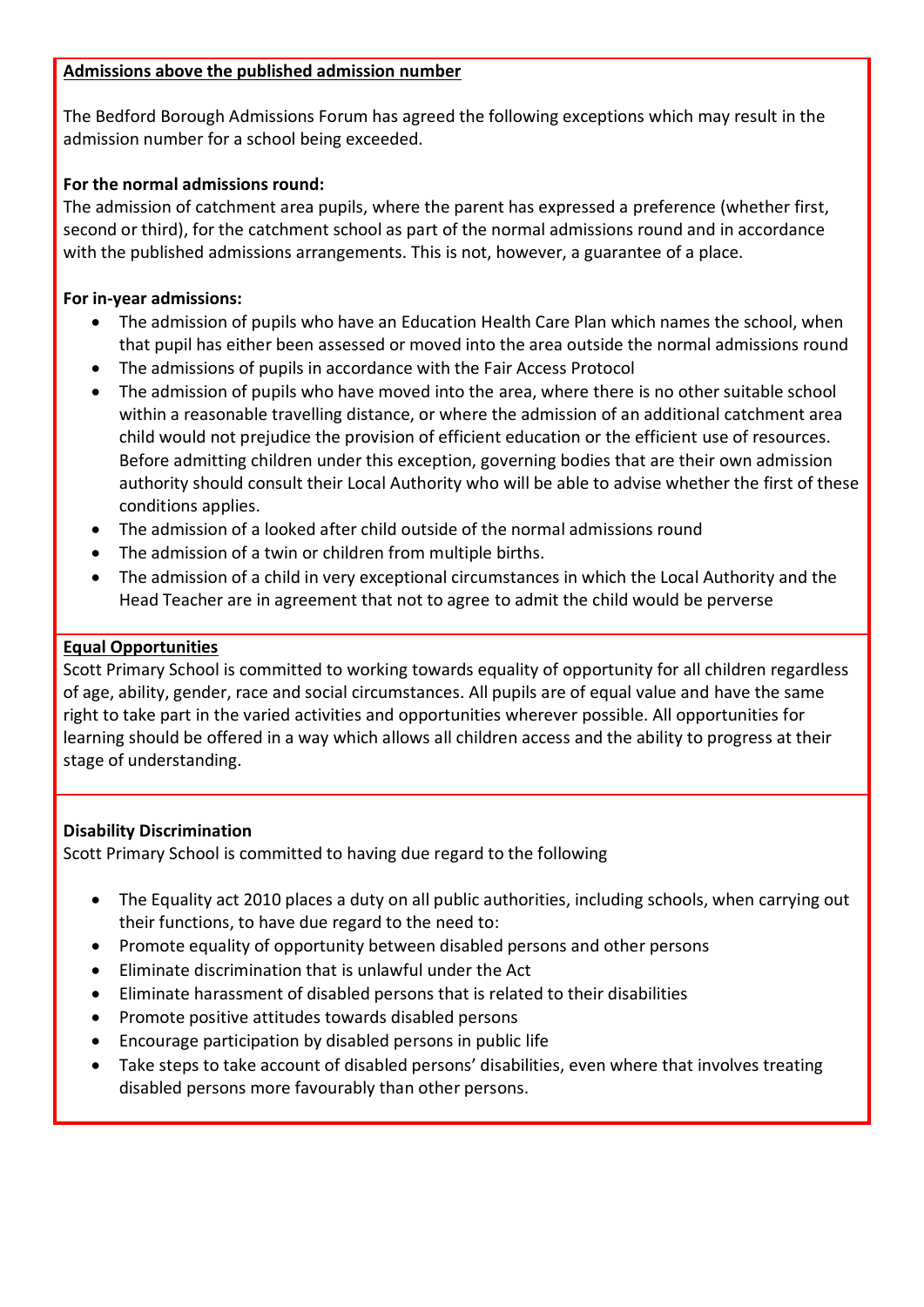**Admissions above the published admission number**

The Bedford Borough Admissions Forum has agreed the following exceptions which may result in the admission number for a school being exceeded.

**For the normal admissions round:**
The admission of catchment area pupils, where the parent has expressed a preference (whether first, second or third), for the catchment school as part of the normal admissions round and in accordance with the published admissions arrangements. This is not, however, a guarantee of a place.

**For in-year admissions:**

- The admission of pupils who have an Education Health Care Plan which names the school, when that pupil has either been assessed or moved into the area outside the normal admissions round
- The admissions of pupils in accordance with the Fair Access Protocol
- The admission of pupils who have moved into the area, where there is no other suitable school within a reasonable travelling distance, or where the admission of an additional catchment area child would not prejudice the provision of efficient education or the efficient use of resources. Before admitting children under this exception, governing bodies that are their own admission authority should consult their Local Authority who will be able to advise whether the first of these conditions applies.
- The admission of a looked after child outside of the normal admissions round
- The admission of a twin or children from multiple births.
- The admission of a child in very exceptional circumstances in which the Local Authority and the Head Teacher are in agreement that not to agree to admit the child would be perverse

**Equal Opportunities**
Scott Primary School is committed to working towards equality of opportunity for all children regardless of age, ability, gender, race and social circumstances. All pupils are of equal value and have the same right to take part in the varied activities and opportunities wherever possible. All opportunities for learning should be offered in a way which allows all children access and the ability to progress at their stage of understanding.

**Disability Discrimination**
Scott Primary School is committed to having due regard to the following

- The Equality act 2010 places a duty on all public authorities, including schools, when carrying out their functions, to have due regard to the need to:
- Promote equality of opportunity between disabled persons and other persons
- Eliminate discrimination that is unlawful under the Act
- Eliminate harassment of disabled persons that is related to their disabilities
- Promote positive attitudes towards disabled persons
- Encourage participation by disabled persons in public life
- Take steps to take account of disabled persons' disabilities, even where that involves treating disabled persons more favourably than other persons.